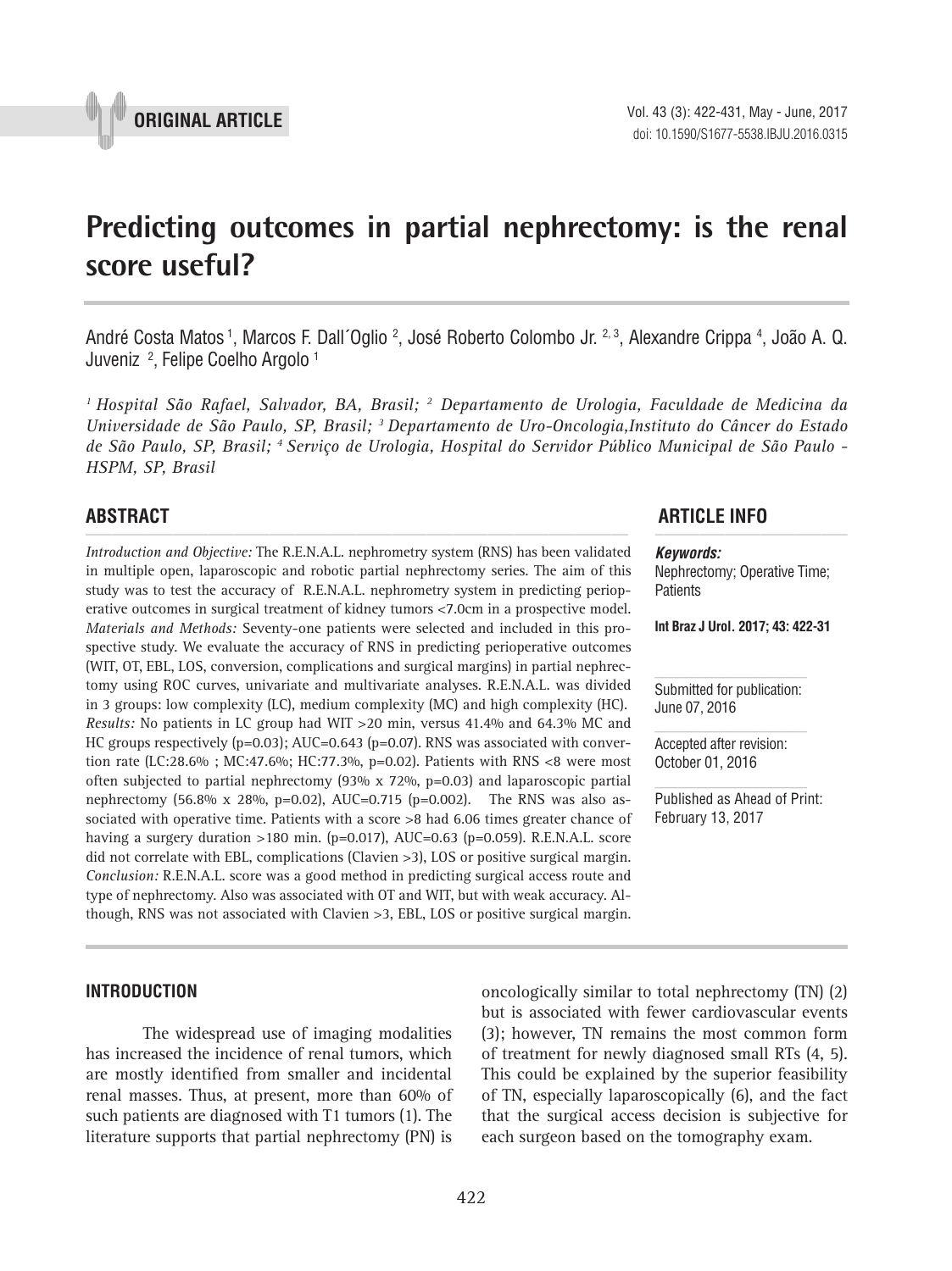ORIGINAL ARTICLE

# Predicting outcomes in partial nephrectomy: is the renal score useful?

André Costa Matos [1], Marcos F. Dall´Oglio [2], José Roberto Colombo Jr. [2, 3], Alexandre Crippa [4], João A. Q. Juveniz [2], Felipe Coelho Argolo [1]

*[1] Hospital São Rafael, Salvador, BA, Brasil; [2] Departamento de Urologia, Faculdade de Medicina da Universidade de São Paulo, SP, Brasil; [3] Departamento de Uro-Oncologia,Instituto do Câncer do Estado de São Paulo, SP, Brasil; [4] Serviço de Urologia, Hospital do Servidor Público Municipal de São Paulo - HSPM, SP, Brasil*

## ABSTRACT

*Introduction and Objective:* The R.E.N.A.L. nephrometry system (RNS) has been validated in multiple open, laparoscopic and robotic partial nephrectomy series. The aim of this study was to test the accuracy of R.E.N.A.L. nephrometry system in predicting perioperative outcomes in surgical treatment of kidney tumors <7.0cm in a prospective model.
*Materials and Methods:* Seventy-one patients were selected and included in this prospective study. We evaluate the accuracy of RNS in predicting perioperative outcomes (WIT, OT, EBL, LOS, conversion, complications and surgical margins) in partial nephrectomy using ROC curves, univariate and multivariate analyses. R.E.N.A.L. was divided in 3 groups: low complexity (LC), medium complexity (MC) and high complexity (HC).
*Results:* No patients in LC group had WIT >20 min, versus 41.4% and 64.3% MC and HC groups respectively (p=0.03); AUC=0.643 (p=0.07). RNS was associated with conversion rate (LC:28.6% ; MC:47.6%; HC:77.3%, p=0.02). Patients with RNS <8 were most often subjected to partial nephrectomy (93% x 72%, p=0.03) and laparoscopic partial nephrectomy (56.8% x 28%, p=0.02), AUC=0.715 (p=0.002). The RNS was also associated with operative time. Patients with a score >8 had 6.06 times greater chance of having a surgery duration >180 min. (p=0.017), AUC=0.63 (p=0.059). R.E.N.A.L. score did not correlate with EBL, complications (Clavien >3), LOS or positive surgical margin.
*Conclusion:* R.E.N.A.L. score was a good method in predicting surgical access route and type of nephrectomy. Also was associated with OT and WIT, but with weak accuracy. Although, RNS was not associated with Clavien >3, EBL, LOS or positive surgical margin.

## ARTICLE INFO

***Keywords:***
Nephrectomy; Operative Time; Patients

**Int Braz J Urol. 2017; 43: 422-31**

Submitted for publication:
June 07, 2016

Accepted after revision:
October 01, 2016

Published as Ahead of Print:
February 13, 2017

## INTRODUCTION

The widespread use of imaging modalities has increased the incidence of renal tumors, which are mostly identified from smaller and incidental renal masses. Thus, at present, more than 60% of such patients are diagnosed with T1 tumors (1). The literature supports that partial nephrectomy (PN) is oncologically similar to total nephrectomy (TN) (2) but is associated with fewer cardiovascular events (3); however, TN remains the most common form of treatment for newly diagnosed small RTs (4, 5). This could be explained by the superior feasibility of TN, especially laparoscopically (6), and the fact that the surgical access decision is subjective for each surgeon based on the tomography exam.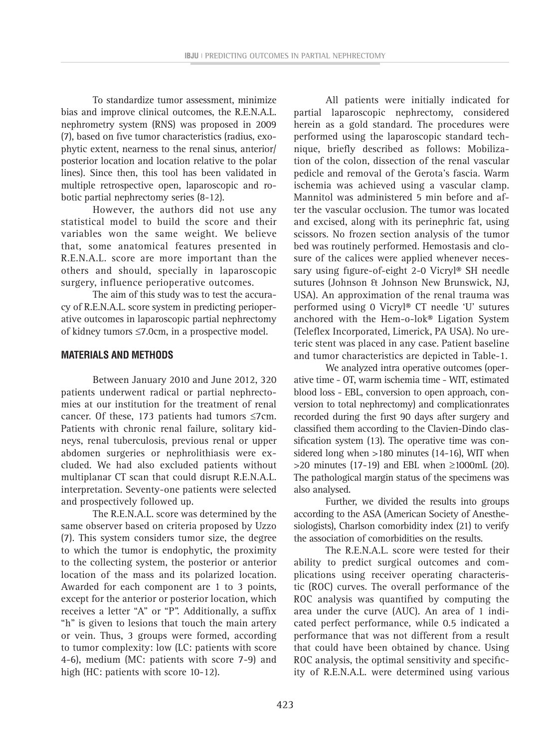To standardize tumor assessment, minimize bias and improve clinical outcomes, the R.E.N.A.L. nephrometry system (RNS) was proposed in 2009 (7), based on five tumor characteristics (radius, exophytic extent, nearness to the renal sinus, anterior/posterior location and location relative to the polar lines). Since then, this tool has been validated in multiple retrospective open, laparoscopic and robotic partial nephrectomy series (8-12).

However, the authors did not use any statistical model to build the score and their variables won the same weight. We believe that, some anatomical features presented in R.E.N.A.L. score are more important than the others and should, specially in laparoscopic surgery, influence perioperative outcomes.

The aim of this study was to test the accuracy of R.E.N.A.L. score system in predicting perioperative outcomes in laparoscopic partial nephrectomy of kidney tumors ≤7.0cm, in a prospective model.

## MATERIALS AND METHODS

Between January 2010 and June 2012, 320 patients underwent radical or partial nephrectomies at our institution for the treatment of renal cancer. Of these, 173 patients had tumors ≤7cm. Patients with chronic renal failure, solitary kidneys, renal tuberculosis, previous renal or upper abdomen surgeries or nephrolithiasis were excluded. We had also excluded patients without multiplanar CT scan that could disrupt R.E.N.A.L. interpretation. Seventy-one patients were selected and prospectively followed up.

The R.E.N.A.L. score was determined by the same observer based on criteria proposed by Uzzo (7). This system considers tumor size, the degree to which the tumor is endophytic, the proximity to the collecting system, the posterior or anterior location of the mass and its polarized location. Awarded for each component are 1 to 3 points, except for the anterior or posterior location, which receives a letter "A" or "P". Additionally, a suffix "h" is given to lesions that touch the main artery or vein. Thus, 3 groups were formed, according to tumor complexity: low (LC: patients with score 4-6), medium (MC: patients with score 7-9) and high (HC: patients with score 10-12).

All patients were initially indicated for partial laparoscopic nephrectomy, considered herein as a gold standard. The procedures were performed using the laparoscopic standard technique, briefly described as follows: Mobilization of the colon, dissection of the renal vascular pedicle and removal of the Gerota's fascia. Warm ischemia was achieved using a vascular clamp. Mannitol was administered 5 min before and after the vascular occlusion. The tumor was located and excised, along with its perinephric fat, using scissors. No frozen section analysis of the tumor bed was routinely performed. Hemostasis and closure of the calices were applied whenever necessary using figure-of-eight 2-0 Vicryl® SH needle sutures (Johnson & Johnson New Brunswick, NJ, USA). An approximation of the renal trauma was performed using 0 Vicryl® CT needle 'U' sutures anchored with the Hem-o-lok® Ligation System (Teleflex Incorporated, Limerick, PA USA). No ureteric stent was placed in any case. Patient baseline and tumor characteristics are depicted in Table-1.

We analyzed intra operative outcomes (operative time - OT, warm ischemia time - WIT, estimated blood loss - EBL, conversion to open approach, conversion to total nephrectomy) and complicationrates recorded during the first 90 days after surgery and classified them according to the Clavien-Dindo classification system (13). The operative time was considered long when >180 minutes (14-16), WIT when >20 minutes (17-19) and EBL when ≥1000mL (20). The pathological margin status of the specimens was also analysed.

Further, we divided the results into groups according to the ASA (American Society of Anesthesiologists), Charlson comorbidity index (21) to verify the association of comorbidities on the results.

The R.E.N.A.L. score were tested for their ability to predict surgical outcomes and complications using receiver operating characteristic (ROC) curves. The overall performance of the ROC analysis was quantified by computing the area under the curve (AUC). An area of 1 indicated perfect performance, while 0.5 indicated a performance that was not different from a result that could have been obtained by chance. Using ROC analysis, the optimal sensitivity and specificity of R.E.N.A.L. were determined using various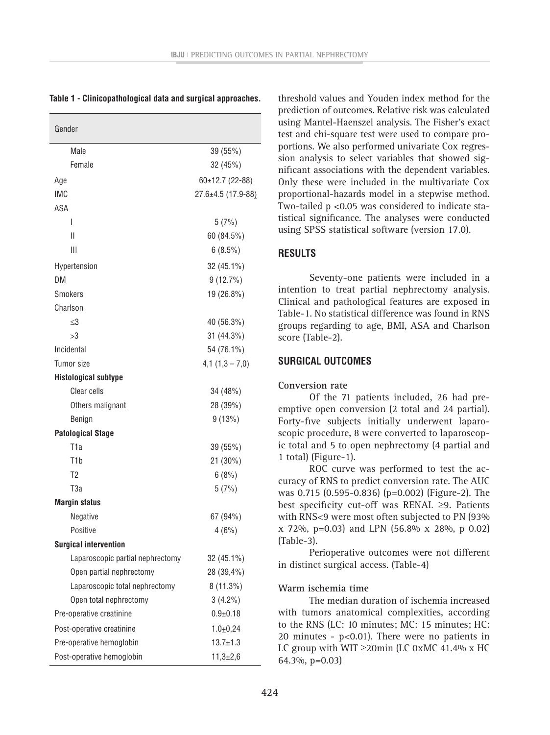**Table 1 - Clinicopathological data and surgical approaches.**

| Gender | |
|---|---|
| Male | 39 (55%) |
| Female | 32 (45%) |
| Age | 60±12.7 (22-88) |
| IMC | 27.6±4.5 (17.9-88) |
| ASA | |
| I | 5 (7%) |
| II | 60 (84.5%) |
| III | 6 (8.5%) |
| Hypertension | 32 (45.1%) |
| DM | 9 (12.7%) |
| Smokers | 19 (26.8%) |
| Charlson | |
| ≤3 | 40 (56.3%) |
| >3 | 31 (44.3%) |
| Incidental | 54 (76.1%) |
| Tumor size | 4,1 (1,3 – 7,0) |
| **Histological subtype** | |
| Clear cells | 34 (48%) |
| Others malignant | 28 (39%) |
| Benign | 9 (13%) |
| **Patological Stage** | |
| T1a | 39 (55%) |
| T1b | 21 (30%) |
| T2 | 6 (8%) |
| T3a | 5 (7%) |
| **Margin status** | |
| Negative | 67 (94%) |
| Positive | 4 (6%) |
| **Surgical intervention** | |
| Laparoscopic partial nephrectomy | 32 (45.1%) |
| Open partial nephrectomy | 28 (39,4%) |
| Laparoscopic total nephrectomy | 8 (11.3%) |
| Open total nephrectomy | 3 (4.2%) |
| Pre-operative creatinine | 0.9±0.18 |
| Post-operative creatinine | 1.0±0,24 |
| Pre-operative hemoglobin | 13.7±1.3 |
| Post-operative hemoglobin | 11,3±2,6 |

threshold values and Youden index method for the prediction of outcomes. Relative risk was calculated using Mantel-Haenszel analysis. The Fisher's exact test and chi-square test were used to compare proportions. We also performed univariate Cox regression analysis to select variables that showed significant associations with the dependent variables. Only these were included in the multivariate Cox proportional-hazards model in a stepwise method. Two-tailed $p < 0.05$ was considered to indicate statistical significance. The analyses were conducted using SPSS statistical software (version 17.0).

## RESULTS

Seventy-one patients were included in a intention to treat partial nephrectomy analysis. Clinical and pathological features are exposed in Table-1. No statistical difference was found in RNS groups regarding to age, BMI, ASA and Charlson score (Table-2).

## SURGICAL OUTCOMES

### Conversion rate

Of the 71 patients included, 26 had preemptive open conversion (2 total and 24 partial). Forty-five subjects initially underwent laparoscopic procedure, 8 were converted to laparoscopic total and 5 to open nephrectomy (4 partial and 1 total) (Figure-1).

ROC curve was performed to test the accuracy of RNS to predict conversion rate. The AUC was 0.715 (0.595-0.836) (p=0.002) (Figure-2). The best specificity cut-off was RENAL ≥9. Patients with RNS<9 were most often subjected to PN (93% x 72%, p=0.03) and LPN (56.8% x 28%, p 0.02) (Table-3).

Perioperative outcomes were not different in distinct surgical access. (Table-4)

### Warm ischemia time

The median duration of ischemia increased with tumors anatomical complexities, according to the RNS (LC: 10 minutes; MC: 15 minutes; HC: 20 minutes - p<0.01). There were no patients in LC group with WIT ≥20min (LC 0xMC 41.4% x HC 64.3%, p=0.03)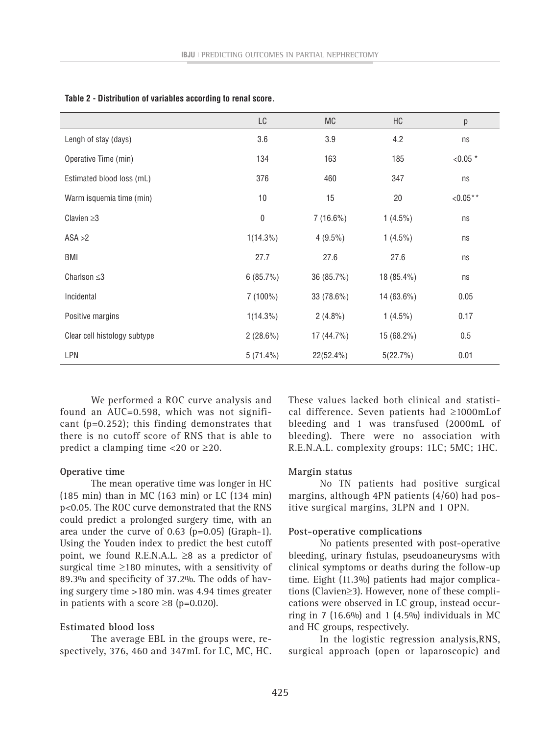**Table 2 - Distribution of variables according to renal score.**

| | LC | MC | HC | p |
|---|---|---|---|---|
| Lengh of stay (days) | 3.6 | 3.9 | 4.2 | ns |
| Operative Time (min) | 134 | 163 | 185 | <0.05 * |
| Estimated blood loss (mL) | 376 | 460 | 347 | ns |
| Warm isquemia time (min) | 10 | 15 | 20 | <0.05** |
| Clavien ≥3 | 0 | 7 (16.6%) | 1 (4.5%) | ns |
| ASA >2 | 1(14.3%) | 4 (9.5%) | 1 (4.5%) | ns |
| BMI | 27.7 | 27.6 | 27.6 | ns |
| Charlson ≤3 | 6 (85.7%) | 36 (85.7%) | 18 (85.4%) | ns |
| Incidental | 7 (100%) | 33 (78.6%) | 14 (63.6%) | 0.05 |
| Positive margins | 1(14.3%) | 2 (4.8%) | 1 (4.5%) | 0.17 |
| Clear cell histology subtype | 2 (28.6%) | 17 (44.7%) | 15 (68.2%) | 0.5 |
| LPN | 5 (71.4%) | 22(52.4%) | 5(22.7%) | 0.01 |

We performed a ROC curve analysis and found an AUC=0.598, which was not significant (p=0.252); this finding demonstrates that there is no cutoff score of RNS that is able to predict a clamping time <20 or ≥20.

**Operative time**

The mean operative time was longer in HC (185 min) than in MC (163 min) or LC (134 min) p<0.05. The ROC curve demonstrated that the RNS could predict a prolonged surgery time, with an area under the curve of 0.63 (p=0.05) (Graph-1). Using the Youden index to predict the best cutoff point, we found R.E.N.A.L. ≥8 as a predictor of surgical time ≥180 minutes, with a sensitivity of 89.3% and specificity of 37.2%. The odds of having surgery time >180 min. was 4.94 times greater in patients with a score ≥8 (p=0.020).

**Estimated blood loss**

The average EBL in the groups were, respectively, 376, 460 and 347mL for LC, MC, HC. These values lacked both clinical and statistical difference. Seven patients had ≥1000mLof bleeding and 1 was transfused (2000mL of bleeding). There were no association with R.E.N.A.L. complexity groups: 1LC; 5MC; 1HC.

**Margin status**

No TN patients had positive surgical margins, although 4PN patients (4/60) had positive surgical margins, 3LPN and 1 OPN.

**Post-operative complications**

No patients presented with post-operative bleeding, urinary fistulas, pseudoaneurysms with clinical symptoms or deaths during the follow-up time. Eight (11.3%) patients had major complications (Clavien≥3). However, none of these complications were observed in LC group, instead occurring in 7 (16.6%) and 1 (4.5%) individuals in MC and HC groups, respectively.

In the logistic regression analysis,RNS, surgical approach (open or laparoscopic) and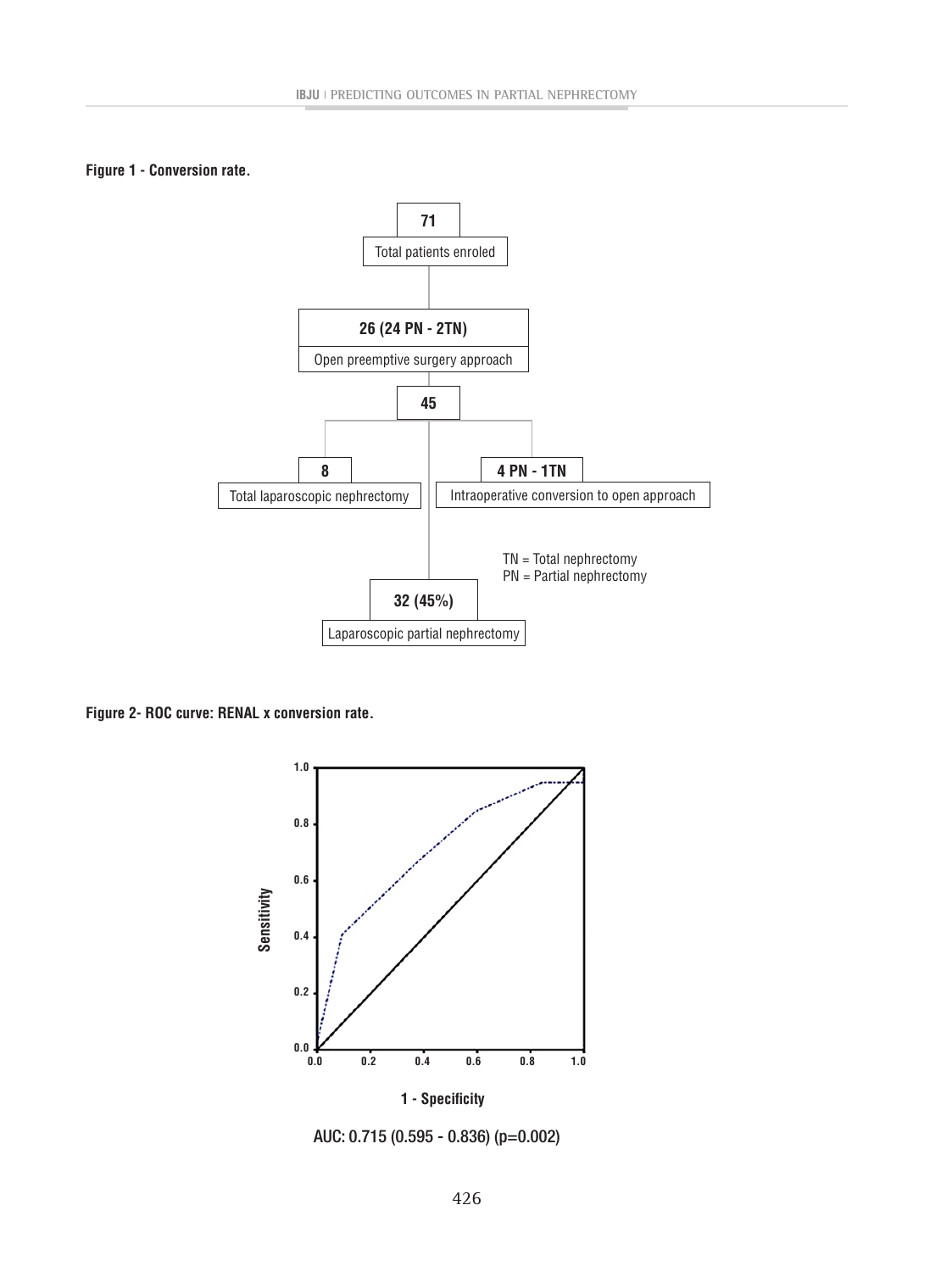**Figure 1 - Conversion rate.**

71
Total patients enroled

26 (24 PN - 2TN)
Open preemptive surgery approach

45

8
Total laparoscopic nephrectomy

4 PN - 1TN
Intraoperative conversion to open approach

TN = Total nephrectomy
PN = Partial nephrectomy

32 (45%)
Laparoscopic partial nephrectomy

**Figure 2- ROC curve: RENAL x conversion rate.**

AUC: 0.715 (0.595 - 0.836) (p=0.002)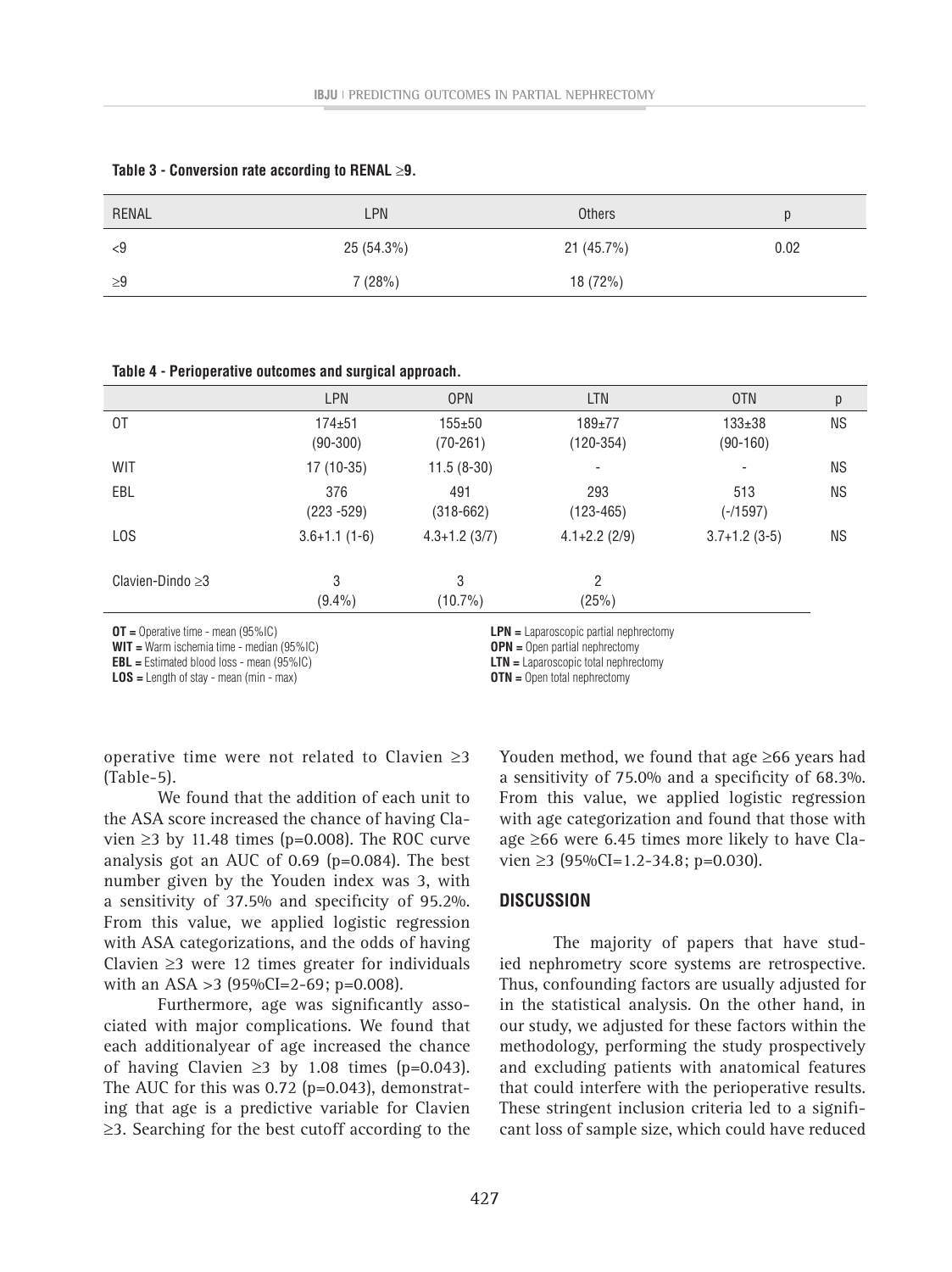**Table 3 - Conversion rate according to RENAL ≥9.**

| RENAL | LPN | Others | p |
|---|---|---|---|
| <9 | 25 (54.3%) | 21 (45.7%) | 0.02 |
| ≥9 | 7 (28%) | 18 (72%) | |

**Table 4 - Perioperative outcomes and surgical approach.**

| | LPN | OPN | LTN | OTN | p |
|---|---|---|---|---|---|
| OT | 174±51 (90-300) | 155±50 (70-261) | 189±77 (120-354) | 133±38 (90-160) | NS |
| WIT | 17 (10-35) | 11.5 (8-30) | - | - | NS |
| EBL | 376 (223 -529) | 491 (318-662) | 293 (123-465) | 513 (-/1597) | NS |
| LOS | 3.6+1.1 (1-6) | 4.3+1.2 (3/7) | 4.1+2.2 (2/9) | 3.7+1.2 (3-5) | NS |
| Clavien-Dindo ≥3 | 3 (9.4%) | 3 (10.7%) | 2 (25%) | | |

**OT =** Operative time - mean (95%IC)
**WIT =** Warm ischemia time - median (95%IC)
**EBL =** Estimated blood loss - mean (95%IC)
**LOS =** Length of stay - mean (min - max)
**LPN =** Laparoscopic partial nephrectomy
**OPN =** Open partial nephrectomy
**LTN =** Laparoscopic total nephrectomy
**OTN =** Open total nephrectomy

operative time were not related to Clavien ≥3 (Table-5).

We found that the addition of each unit to the ASA score increased the chance of having Clavien ≥3 by 11.48 times (p=0.008). The ROC curve analysis got an AUC of 0.69 (p=0.084). The best number given by the Youden index was 3, with a sensitivity of 37.5% and specificity of 95.2%. From this value, we applied logistic regression with ASA categorizations, and the odds of having Clavien ≥3 were 12 times greater for individuals with an ASA >3 (95%CI=2-69; p=0.008).

Furthermore, age was significantly associated with major complications. We found that each additionalyear of age increased the chance of having Clavien ≥3 by 1.08 times (p=0.043). The AUC for this was 0.72 (p=0.043), demonstrating that age is a predictive variable for Clavien ≥3. Searching for the best cutoff according to the Youden method, we found that age ≥66 years had a sensitivity of 75.0% and a specificity of 68.3%. From this value, we applied logistic regression with age categorization and found that those with age ≥66 were 6.45 times more likely to have Clavien ≥3 (95%CI=1.2-34.8; p=0.030).

## DISCUSSION

The majority of papers that have studied nephrometry score systems are retrospective. Thus, confounding factors are usually adjusted for in the statistical analysis. On the other hand, in our study, we adjusted for these factors within the methodology, performing the study prospectively and excluding patients with anatomical features that could interfere with the perioperative results. These stringent inclusion criteria led to a significant loss of sample size, which could have reduced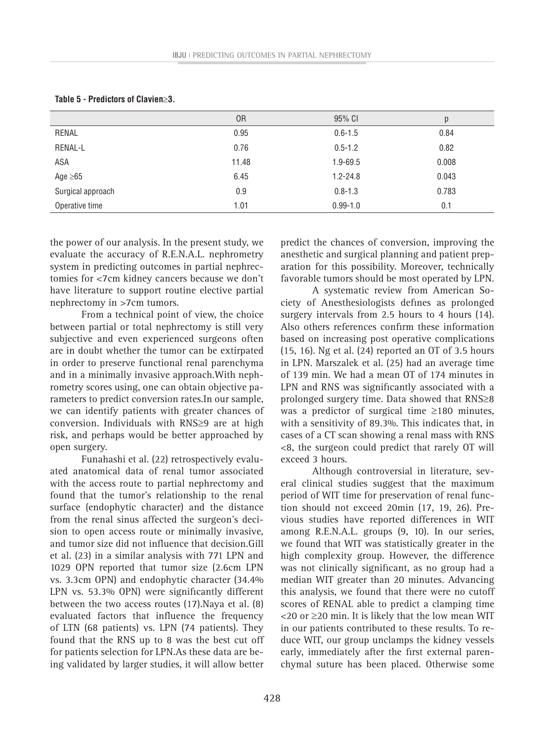**Table 5 - Predictors of Clavien≥3.**

| | OR | 95% CI | p |
|---|---|---|---|
| RENAL | 0.95 | 0.6-1.5 | 0.84 |
| RENAL-L | 0.76 | 0.5-1.2 | 0.82 |
| ASA | 11.48 | 1.9-69.5 | 0.008 |
| Age ≥65 | 6.45 | 1.2-24.8 | 0.043 |
| Surgical approach | 0.9 | 0.8-1.3 | 0.783 |
| Operative time | 1.01 | 0.99-1.0 | 0.1 |

the power of our analysis. In the present study, we evaluate the accuracy of R.E.N.A.L. nephrometry system in predicting outcomes in partial nephrectomies for <7cm kidney cancers because we don't have literature to support routine elective partial nephrectomy in >7cm tumors.

From a technical point of view, the choice between partial or total nephrectomy is still very subjective and even experienced surgeons often are in doubt whether the tumor can be extirpated in order to preserve functional renal parenchyma and in a minimally invasive approach.With nephrometry scores using, one can obtain objective parameters to predict conversion rates.In our sample, we can identify patients with greater chances of conversion. Individuals with RNS≥9 are at high risk, and perhaps would be better approached by open surgery.

Funahashi et al. (22) retrospectively evaluated anatomical data of renal tumor associated with the access route to partial nephrectomy and found that the tumor's relationship to the renal surface (endophytic character) and the distance from the renal sinus affected the surgeon's decision to open access route or minimally invasive, and tumor size did not influence that decision.Gill et al. (23) in a similar analysis with 771 LPN and 1029 OPN reported that tumor size (2.6cm LPN vs. 3.3cm OPN) and endophytic character (34.4% LPN vs. 53.3% OPN) were significantly different between the two access routes (17).Naya et al. (8) evaluated factors that influence the frequency of LTN (68 patients) vs. LPN (74 patients). They found that the RNS up to 8 was the best cut off for patients selection for LPN.As these data are being validated by larger studies, it will allow better predict the chances of conversion, improving the anesthetic and surgical planning and patient preparation for this possibility. Moreover, technically favorable tumors should be most operated by LPN.

A systematic review from American Society of Anesthesiologists defines as prolonged surgery intervals from 2.5 hours to 4 hours (14). Also others references confirm these information based on increasing post operative complications (15, 16). Ng et al. (24) reported an OT of 3.5 hours in LPN. Marszalek et al. (25) had an average time of 139 min. We had a mean OT of 174 minutes in LPN and RNS was significantly associated with a prolonged surgery time. Data showed that RNS≥8 was a predictor of surgical time ≥180 minutes, with a sensitivity of 89.3%. This indicates that, in cases of a CT scan showing a renal mass with RNS <8, the surgeon could predict that rarely OT will exceed 3 hours.

Although controversial in literature, several clinical studies suggest that the maximum period of WIT time for preservation of renal function should not exceed 20min (17, 19, 26). Previous studies have reported differences in WIT among R.E.N.A.L. groups (9, 10). In our series, we found that WIT was statistically greater in the high complexity group. However, the difference was not clinically significant, as no group had a median WIT greater than 20 minutes. Advancing this analysis, we found that there were no cutoff scores of RENAL able to predict a clamping time <20 or ≥20 min. It is likely that the low mean WIT in our patients contributed to these results. To reduce WIT, our group unclamps the kidney vessels early, immediately after the first external parenchymal suture has been placed. Otherwise some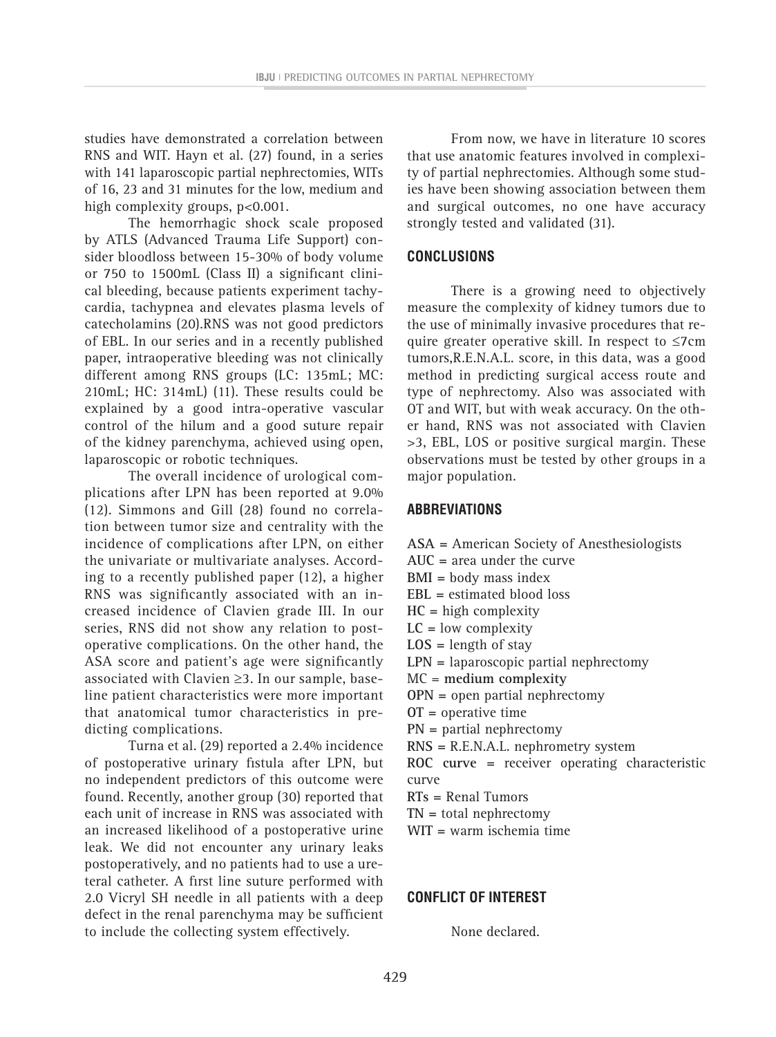studies have demonstrated a correlation between RNS and WIT. Hayn et al. (27) found, in a series with 141 laparoscopic partial nephrectomies, WITs of 16, 23 and 31 minutes for the low, medium and high complexity groups, p<0.001.

The hemorrhagic shock scale proposed by ATLS (Advanced Trauma Life Support) consider bloodloss between 15-30% of body volume or 750 to 1500mL (Class II) a significant clinical bleeding, because patients experiment tachycardia, tachypnea and elevates plasma levels of catecholamins (20).RNS was not good predictors of EBL. In our series and in a recently published paper, intraoperative bleeding was not clinically different among RNS groups (LC: 135mL; MC: 210mL; HC: 314mL) (11). These results could be explained by a good intra-operative vascular control of the hilum and a good suture repair of the kidney parenchyma, achieved using open, laparoscopic or robotic techniques.

The overall incidence of urological complications after LPN has been reported at 9.0% (12). Simmons and Gill (28) found no correlation between tumor size and centrality with the incidence of complications after LPN, on either the univariate or multivariate analyses. According to a recently published paper (12), a higher RNS was significantly associated with an increased incidence of Clavien grade III. In our series, RNS did not show any relation to postoperative complications. On the other hand, the ASA score and patient's age were significantly associated with Clavien ≥3. In our sample, baseline patient characteristics were more important that anatomical tumor characteristics in predicting complications.

Turna et al. (29) reported a 2.4% incidence of postoperative urinary fistula after LPN, but no independent predictors of this outcome were found. Recently, another group (30) reported that each unit of increase in RNS was associated with an increased likelihood of a postoperative urine leak. We did not encounter any urinary leaks postoperatively, and no patients had to use a ureteral catheter. A first line suture performed with 2.0 Vicryl SH needle in all patients with a deep defect in the renal parenchyma may be sufficient to include the collecting system effectively.

From now, we have in literature 10 scores that use anatomic features involved in complexity of partial nephrectomies. Although some studies have been showing association between them and surgical outcomes, no one have accuracy strongly tested and validated (31).

## CONCLUSIONS

There is a growing need to objectively measure the complexity of kidney tumors due to the use of minimally invasive procedures that require greater operative skill. In respect to ≤7cm tumors,R.E.N.A.L. score, in this data, was a good method in predicting surgical access route and type of nephrectomy. Also was associated with OT and WIT, but with weak accuracy. On the other hand, RNS was not associated with Clavien >3, EBL, LOS or positive surgical margin. These observations must be tested by other groups in a major population.

## ABBREVIATIONS

**ASA** = American Society of Anesthesiologists
**AUC** = area under the curve
**BMI** = body mass index
**EBL** = estimated blood loss
**HC** = high complexity
**LC** = low complexity
**LOS** = length of stay
**LPN** = laparoscopic partial nephrectomy
MC = **medium complexity**
**OPN** = open partial nephrectomy
**OT** = operative time
**PN** = partial nephrectomy
**RNS** = R.E.N.A.L. nephrometry system
**ROC curve** = receiver operating characteristic curve
**RTs** = Renal Tumors
**TN** = total nephrectomy
**WIT** = warm ischemia time

## CONFLICT OF INTEREST

None declared.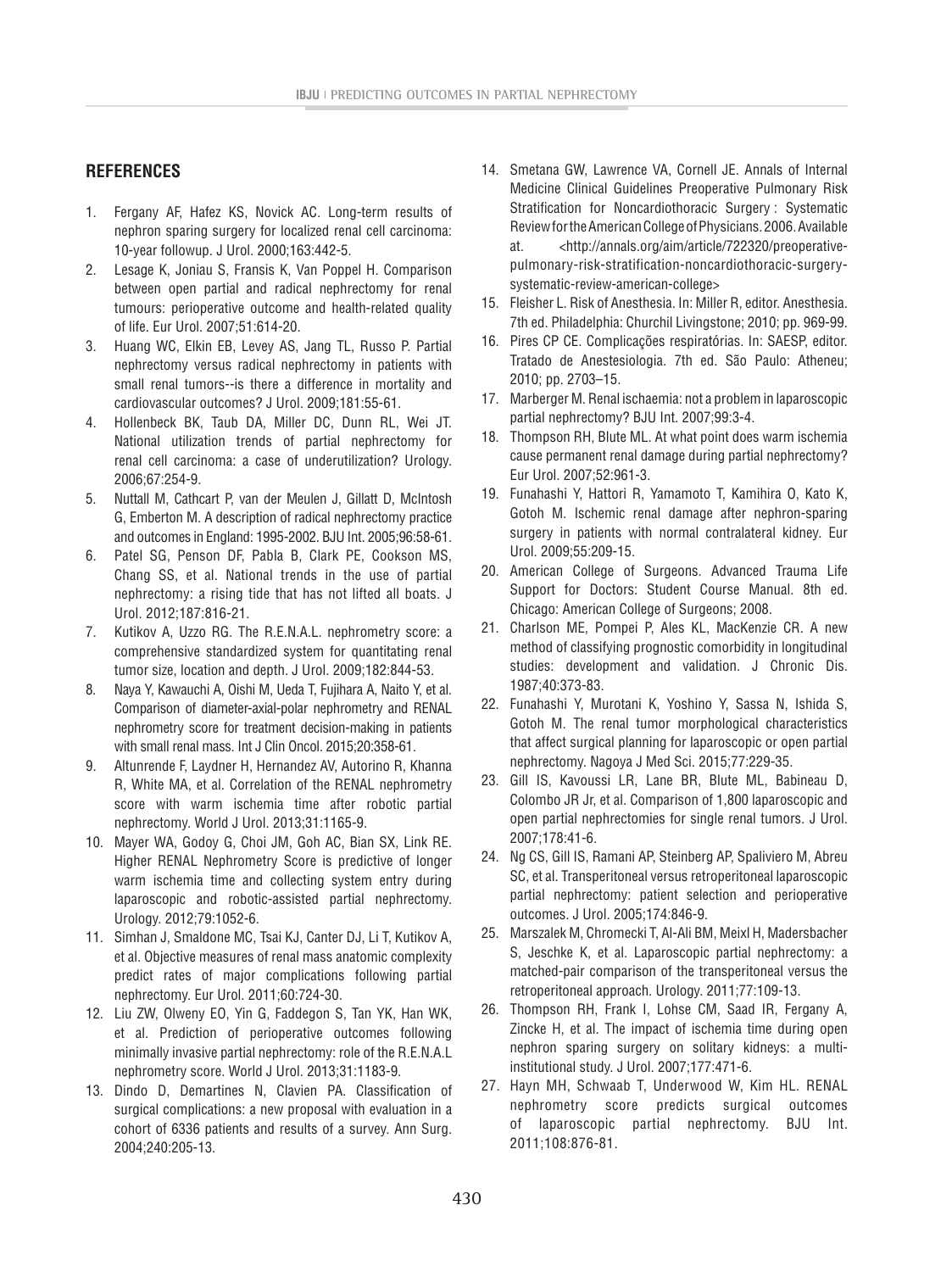## REFERENCES

1. Fergany AF, Hafez KS, Novick AC. Long-term results of nephron sparing surgery for localized renal cell carcinoma: 10-year followup. J Urol. 2000;163:442-5.
2. Lesage K, Joniau S, Fransis K, Van Poppel H. Comparison between open partial and radical nephrectomy for renal tumours: perioperative outcome and health-related quality of life. Eur Urol. 2007;51:614-20.
3. Huang WC, Elkin EB, Levey AS, Jang TL, Russo P. Partial nephrectomy versus radical nephrectomy in patients with small renal tumors--is there a difference in mortality and cardiovascular outcomes? J Urol. 2009;181:55-61.
4. Hollenbeck BK, Taub DA, Miller DC, Dunn RL, Wei JT. National utilization trends of partial nephrectomy for renal cell carcinoma: a case of underutilization? Urology. 2006;67:254-9.
5. Nuttall M, Cathcart P, van der Meulen J, Gillatt D, McIntosh G, Emberton M. A description of radical nephrectomy practice and outcomes in England: 1995-2002. BJU Int. 2005;96:58-61.
6. Patel SG, Penson DF, Pabla B, Clark PE, Cookson MS, Chang SS, et al. National trends in the use of partial nephrectomy: a rising tide that has not lifted all boats. J Urol. 2012;187:816-21.
7. Kutikov A, Uzzo RG. The R.E.N.A.L. nephrometry score: a comprehensive standardized system for quantitating renal tumor size, location and depth. J Urol. 2009;182:844-53.
8. Naya Y, Kawauchi A, Oishi M, Ueda T, Fujihara A, Naito Y, et al. Comparison of diameter-axial-polar nephrometry and RENAL nephrometry score for treatment decision-making in patients with small renal mass. Int J Clin Oncol. 2015;20:358-61.
9. Altunrende F, Laydner H, Hernandez AV, Autorino R, Khanna R, White MA, et al. Correlation of the RENAL nephrometry score with warm ischemia time after robotic partial nephrectomy. World J Urol. 2013;31:1165-9.
10. Mayer WA, Godoy G, Choi JM, Goh AC, Bian SX, Link RE. Higher RENAL Nephrometry Score is predictive of longer warm ischemia time and collecting system entry during laparoscopic and robotic-assisted partial nephrectomy. Urology. 2012;79:1052-6.
11. Simhan J, Smaldone MC, Tsai KJ, Canter DJ, Li T, Kutikov A, et al. Objective measures of renal mass anatomic complexity predict rates of major complications following partial nephrectomy. Eur Urol. 2011;60:724-30.
12. Liu ZW, Olweny EO, Yin G, Faddegon S, Tan YK, Han WK, et al. Prediction of perioperative outcomes following minimally invasive partial nephrectomy: role of the R.E.N.A.L nephrometry score. World J Urol. 2013;31:1183-9.
13. Dindo D, Demartines N, Clavien PA. Classification of surgical complications: a new proposal with evaluation in a cohort of 6336 patients and results of a survey. Ann Surg. 2004;240:205-13.
14. Smetana GW, Lawrence VA, Cornell JE. Annals of Internal Medicine Clinical Guidelines Preoperative Pulmonary Risk Stratification for Noncardiothoracic Surgery : Systematic Review for the American College of Physicians. 2006. Available at. <http://annals.org/aim/article/722320/preoperative-pulmonary-risk-stratification-noncardiothoracic-surgery-systematic-review-american-college>
15. Fleisher L. Risk of Anesthesia. In: Miller R, editor. Anesthesia. 7th ed. Philadelphia: Churchil Livingstone; 2010; pp. 969-99.
16. Pires CP CE. Complicações respiratórias. In: SAESP, editor. Tratado de Anestesiologia. 7th ed. São Paulo: Atheneu; 2010; pp. 2703–15.
17. Marberger M. Renal ischaemia: not a problem in laparoscopic partial nephrectomy? BJU Int. 2007;99:3-4.
18. Thompson RH, Blute ML. At what point does warm ischemia cause permanent renal damage during partial nephrectomy? Eur Urol. 2007;52:961-3.
19. Funahashi Y, Hattori R, Yamamoto T, Kamihira O, Kato K, Gotoh M. Ischemic renal damage after nephron-sparing surgery in patients with normal contralateral kidney. Eur Urol. 2009;55:209-15.
20. American College of Surgeons. Advanced Trauma Life Support for Doctors: Student Course Manual. 8th ed. Chicago: American College of Surgeons; 2008.
21. Charlson ME, Pompei P, Ales KL, MacKenzie CR. A new method of classifying prognostic comorbidity in longitudinal studies: development and validation. J Chronic Dis. 1987;40:373-83.
22. Funahashi Y, Murotani K, Yoshino Y, Sassa N, Ishida S, Gotoh M. The renal tumor morphological characteristics that affect surgical planning for laparoscopic or open partial nephrectomy. Nagoya J Med Sci. 2015;77:229-35.
23. Gill IS, Kavoussi LR, Lane BR, Blute ML, Babineau D, Colombo JR Jr, et al. Comparison of 1,800 laparoscopic and open partial nephrectomies for single renal tumors. J Urol. 2007;178:41-6.
24. Ng CS, Gill IS, Ramani AP, Steinberg AP, Spaliviero M, Abreu SC, et al. Transperitoneal versus retroperitoneal laparoscopic partial nephrectomy: patient selection and perioperative outcomes. J Urol. 2005;174:846-9.
25. Marszalek M, Chromecki T, Al-Ali BM, Meixl H, Madersbacher S, Jeschke K, et al. Laparoscopic partial nephrectomy: a matched-pair comparison of the transperitoneal versus the retroperitoneal approach. Urology. 2011;77:109-13.
26. Thompson RH, Frank I, Lohse CM, Saad IR, Fergany A, Zincke H, et al. The impact of ischemia time during open nephron sparing surgery on solitary kidneys: a multi-institutional study. J Urol. 2007;177:471-6.
27. Hayn MH, Schwaab T, Underwood W, Kim HL. RENAL nephrometry score predicts surgical outcomes of laparoscopic partial nephrectomy. BJU Int. 2011;108:876-81.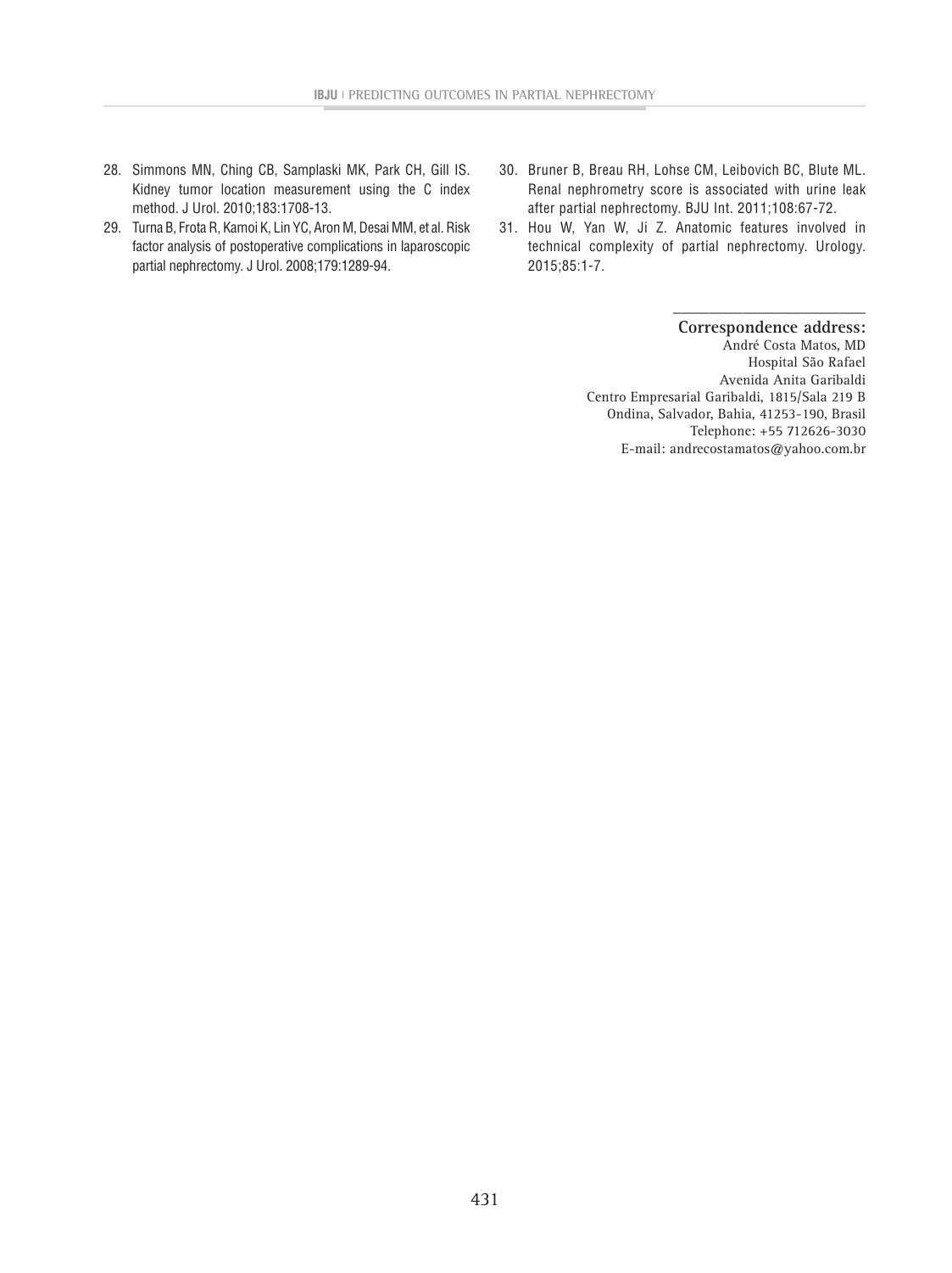28. Simmons MN, Ching CB, Samplaski MK, Park CH, Gill IS. Kidney tumor location measurement using the C index method. J Urol. 2010;183:1708-13.
29. Turna B, Frota R, Kamoi K, Lin YC, Aron M, Desai MM, et al. Risk factor analysis of postoperative complications in laparoscopic partial nephrectomy. J Urol. 2008;179:1289-94.
30. Bruner B, Breau RH, Lohse CM, Leibovich BC, Blute ML. Renal nephrometry score is associated with urine leak after partial nephrectomy. BJU Int. 2011;108:67-72.
31. Hou W, Yan W, Ji Z. Anatomic features involved in technical complexity of partial nephrectomy. Urology. 2015;85:1-7.

**Correspondence address:**

André Costa Matos, MD
Hospital São Rafael
Avenida Anita Garibaldi
Centro Empresarial Garibaldi, 1815/Sala 219 B
Ondina, Salvador, Bahia, 41253-190, Brasil
Telephone: +55 712626-3030
E-mail: andrecostamatos@yahoo.com.br